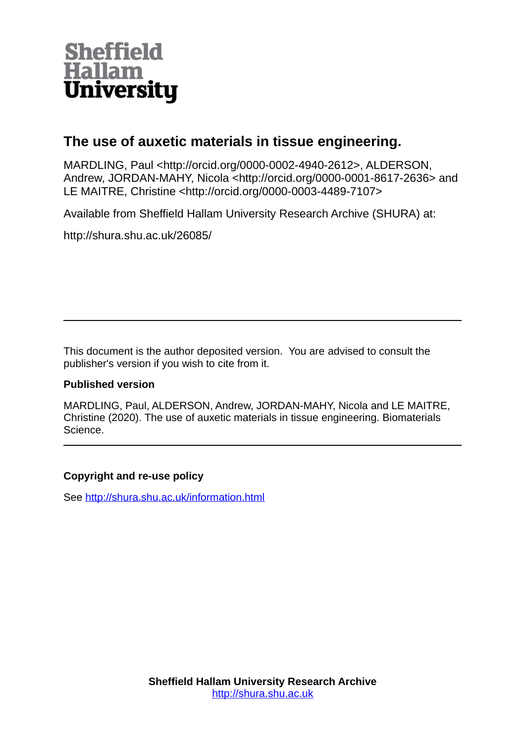Sheffield Hallam University

# The use of auxetic materials in tissue engineering.

MARDLING, Paul <http://orcid.org/0000-0002-4940-2612>, ALDERSON, Andrew, JORDAN-MAHY, Nicola <http://orcid.org/0000-0001-8617-2636> and LE MAITRE, Christine <http://orcid.org/0000-0003-4489-7107>

Available from Sheffield Hallam University Research Archive (SHURA) at:

http://shura.shu.ac.uk/26085/

---

This document is the author deposited version. You are advised to consult the publisher's version if you wish to cite from it.

**Published version**

MARDLING, Paul, ALDERSON, Andrew, JORDAN-MAHY, Nicola and LE MAITRE, Christine (2020). The use of auxetic materials in tissue engineering. Biomaterials Science.

---

**Copyright and re-use policy**

See http://shura.shu.ac.uk/information.html

**Sheffield Hallam University Research Archive**
http://shura.shu.ac.uk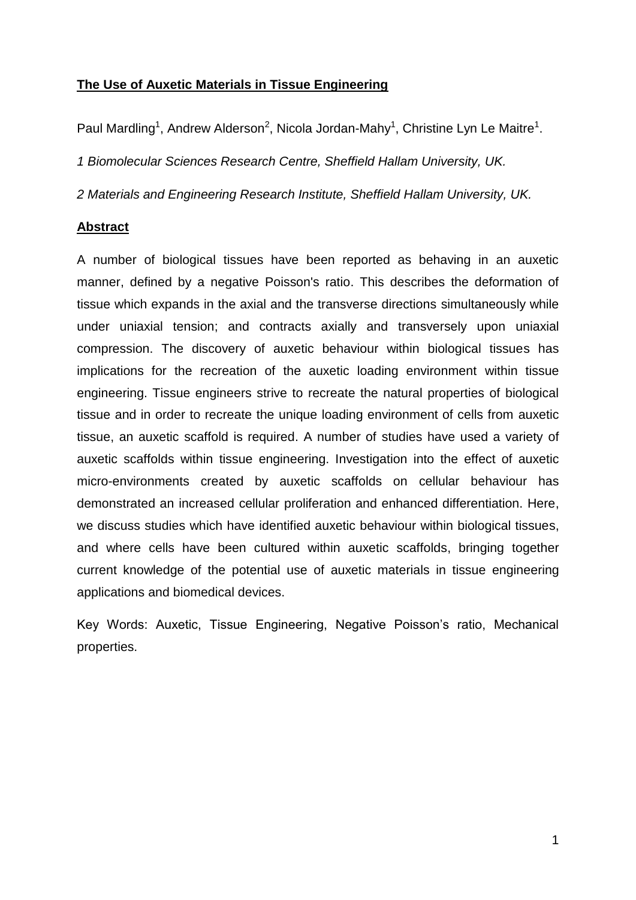# The Use of Auxetic Materials in Tissue Engineering

Paul Mardling[1], Andrew Alderson[2], Nicola Jordan-Mahy[1], Christine Lyn Le Maitre[1].

*1 Biomolecular Sciences Research Centre, Sheffield Hallam University, UK.*

*2 Materials and Engineering Research Institute, Sheffield Hallam University, UK.*

## Abstract

A number of biological tissues have been reported as behaving in an auxetic manner, defined by a negative Poisson's ratio. This describes the deformation of tissue which expands in the axial and the transverse directions simultaneously while under uniaxial tension; and contracts axially and transversely upon uniaxial compression. The discovery of auxetic behaviour within biological tissues has implications for the recreation of the auxetic loading environment within tissue engineering. Tissue engineers strive to recreate the natural properties of biological tissue and in order to recreate the unique loading environment of cells from auxetic tissue, an auxetic scaffold is required. A number of studies have used a variety of auxetic scaffolds within tissue engineering. Investigation into the effect of auxetic micro-environments created by auxetic scaffolds on cellular behaviour has demonstrated an increased cellular proliferation and enhanced differentiation. Here, we discuss studies which have identified auxetic behaviour within biological tissues, and where cells have been cultured within auxetic scaffolds, bringing together current knowledge of the potential use of auxetic materials in tissue engineering applications and biomedical devices.

Key Words: Auxetic, Tissue Engineering, Negative Poisson's ratio, Mechanical properties.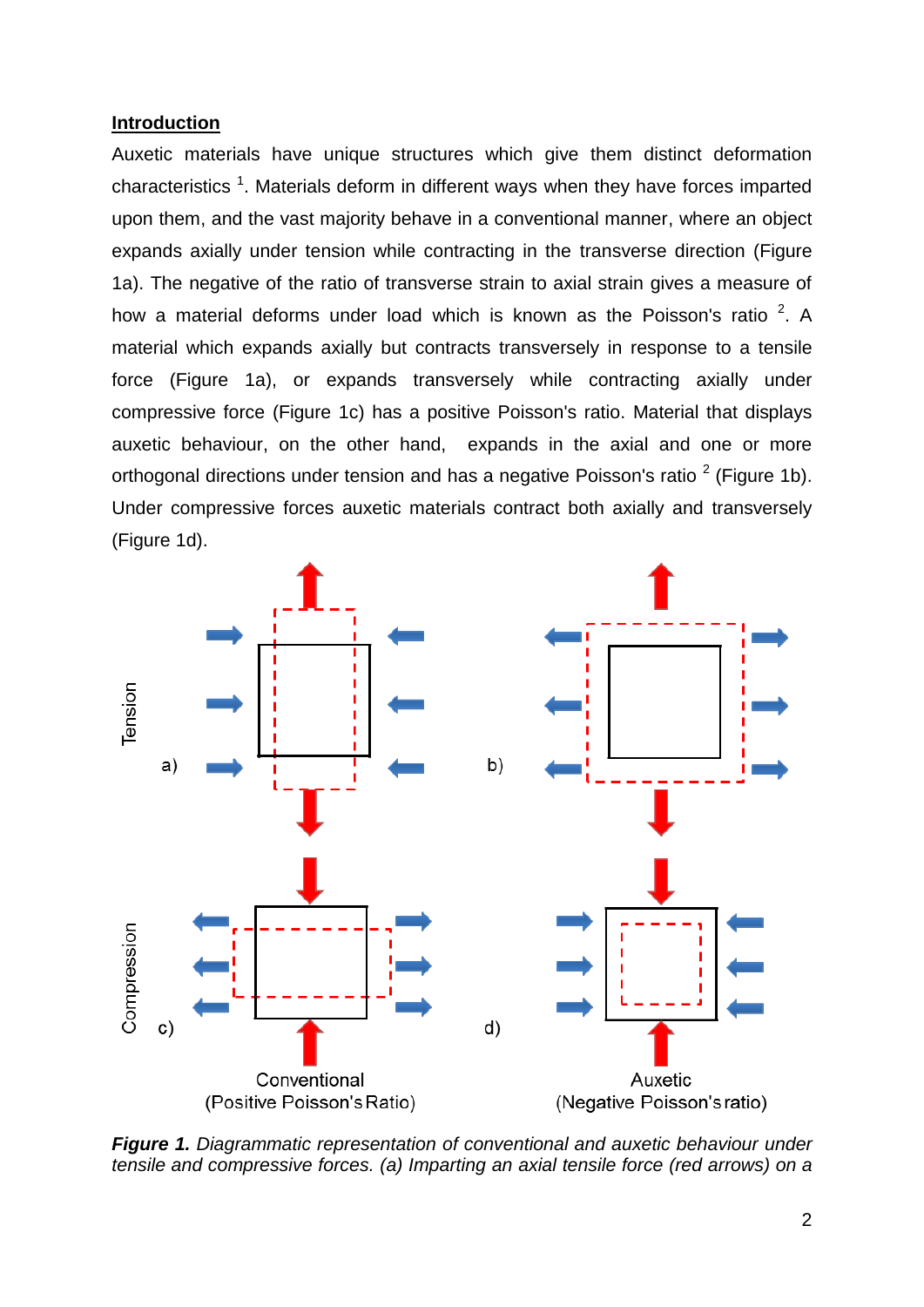## Introduction

Auxetic materials have unique structures which give them distinct deformation characteristics [1]. Materials deform in different ways when they have forces imparted upon them, and the vast majority behave in a conventional manner, where an object expands axially under tension while contracting in the transverse direction (Figure 1a). The negative of the ratio of transverse strain to axial strain gives a measure of how a material deforms under load which is known as the Poisson's ratio [2]. A material which expands axially but contracts transversely in response to a tensile force (Figure 1a), or expands transversely while contracting axially under compressive force (Figure 1c) has a positive Poisson's ratio. Material that displays auxetic behaviour, on the other hand, expands in the axial and one or more orthogonal directions under tension and has a negative Poisson's ratio [2] (Figure 1b). Under compressive forces auxetic materials contract both axially and transversely (Figure 1d).

***Figure 1.*** *Diagrammatic representation of conventional and auxetic behaviour under tensile and compressive forces. (a) Imparting an axial tensile force (red arrows) on a*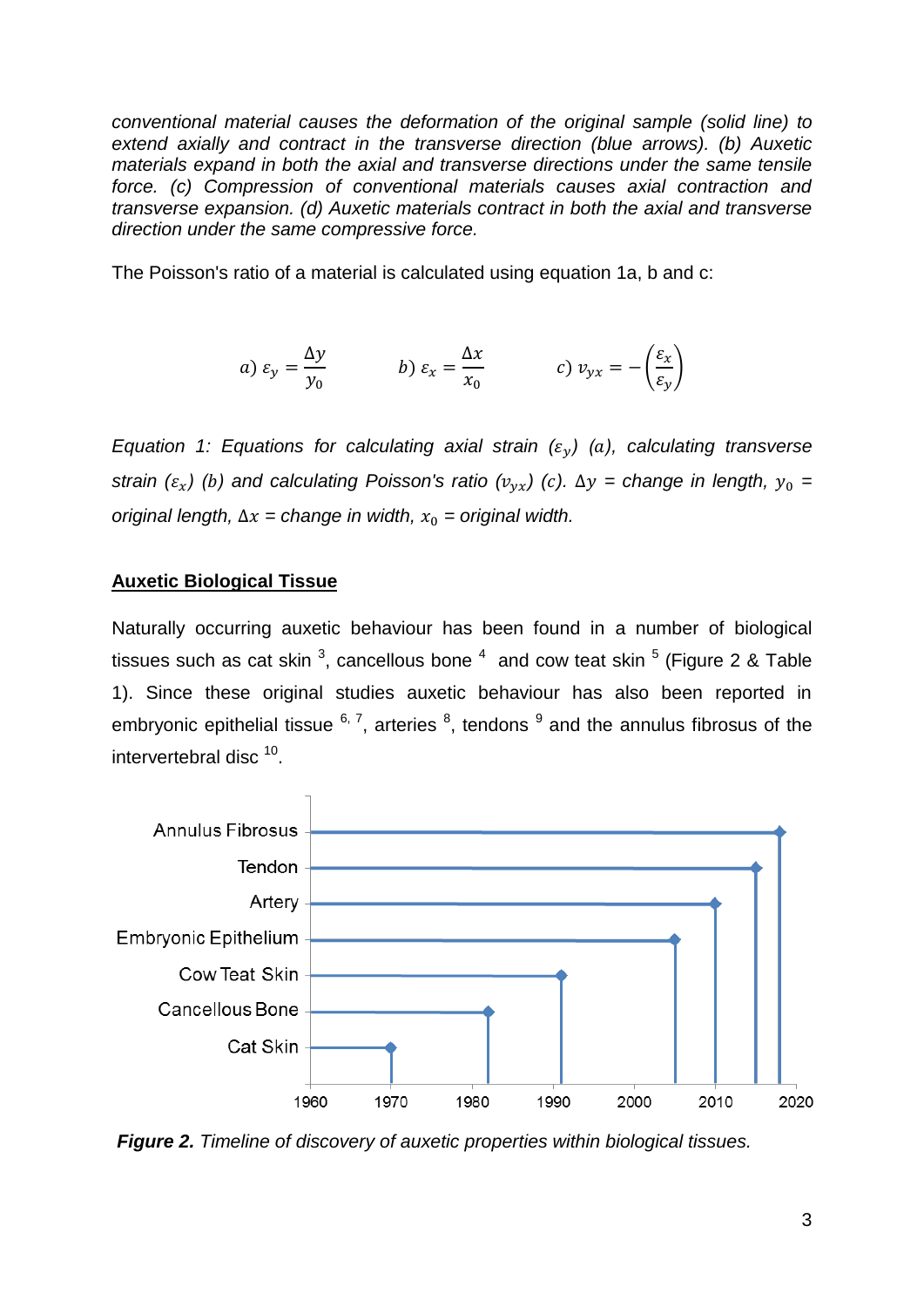*conventional material causes the deformation of the original sample (solid line) to extend axially and contract in the transverse direction (blue arrows). (b) Auxetic materials expand in both the axial and transverse directions under the same tensile force. (c) Compression of conventional materials causes axial contraction and transverse expansion. (d) Auxetic materials contract in both the axial and transverse direction under the same compressive force.*

The Poisson's ratio of a material is calculated using equation 1a, b and c:

$$a)\ \varepsilon_y = \frac{\Delta y}{y_0} \qquad b)\ \varepsilon_x = \frac{\Delta x}{x_0} \qquad c)\ v_{yx} = -\left(\frac{\varepsilon_x}{\varepsilon_y}\right)$$

*Equation 1: Equations for calculating axial strain ($\varepsilon_y$) (a), calculating transverse strain ($\varepsilon_x$) (b) and calculating Poisson's ratio ($v_{yx}$) (c). $\Delta y$ = change in length, $y_0$ = original length, $\Delta x$ = change in width, $x_0$ = original width.*

## Auxetic Biological Tissue

Naturally occurring auxetic behaviour has been found in a number of biological tissues such as cat skin [3], cancellous bone [4] and cow teat skin [5] (Figure 2 & Table 1). Since these original studies auxetic behaviour has also been reported in embryonic epithelial tissue [6, 7], arteries [8], tendons [9] and the annulus fibrosus of the intervertebral disc [10].

***Figure 2.*** *Timeline of discovery of auxetic properties within biological tissues.*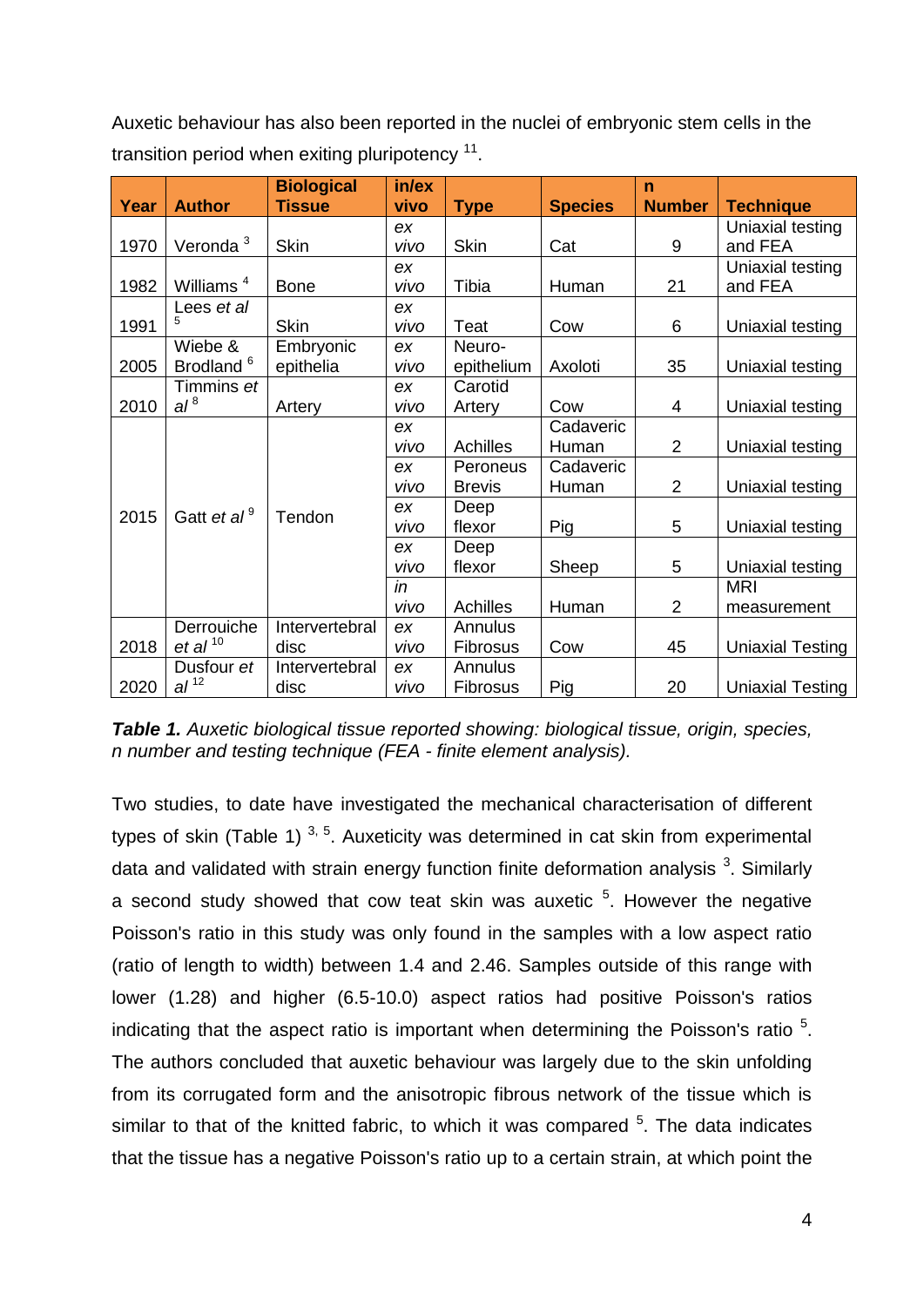Auxetic behaviour has also been reported in the nuclei of embryonic stem cells in the transition period when exiting pluripotency [11].

| Year | Author | Biological Tissue | in/ex vivo | Type | Species | n Number | Technique |
|---|---|---|---|---|---|---|---|
| 1970 | Veronda [3] | Skin | *ex vivo* | Skin | Cat | 9 | Uniaxial testing and FEA |
| 1982 | Williams [4] | Bone | *ex vivo* | Tibia | Human | 21 | Uniaxial testing and FEA |
| 1991 | Lees *et al* [5] | Skin | *ex vivo* | Teat | Cow | 6 | Uniaxial testing |
| 2005 | Wiebe & Brodland [6] | Embryonic epithelia | *ex vivo* | Neuro-epithelium | Axoloti | 35 | Uniaxial testing |
| 2010 | Timmins *et al* [8] | Artery | *ex vivo* | Carotid Artery | Cow | 4 | Uniaxial testing |
| 2015 | Gatt *et al* [9] | Tendon | *ex vivo* | Achilles | Cadaveric Human | 2 | Uniaxial testing |
| | | | *ex vivo* | Peroneus Brevis | Cadaveric Human | 2 | Uniaxial testing |
| | | | *ex vivo* | Deep flexor | Pig | 5 | Uniaxial testing |
| | | | *ex vivo* | Deep flexor | Sheep | 5 | Uniaxial testing |
| | | | *in vivo* | Achilles | Human | 2 | MRI measurement |
| 2018 | Derrouiche *et al* [10] | Intervertebral disc | *ex vivo* | Annulus Fibrosus | Cow | 45 | Uniaxial Testing |
| 2020 | Dusfour *et al* [12] | Intervertebral disc | *ex vivo* | Annulus Fibrosus | Pig | 20 | Uniaxial Testing |

***Table 1.*** *Auxetic biological tissue reported showing: biological tissue, origin, species, n number and testing technique (FEA - finite element analysis).*

Two studies, to date have investigated the mechanical characterisation of different types of skin (Table 1) [3, 5]. Auxeticity was determined in cat skin from experimental data and validated with strain energy function finite deformation analysis [3]. Similarly a second study showed that cow teat skin was auxetic [5]. However the negative Poisson's ratio in this study was only found in the samples with a low aspect ratio (ratio of length to width) between 1.4 and 2.46. Samples outside of this range with lower (1.28) and higher (6.5-10.0) aspect ratios had positive Poisson's ratios indicating that the aspect ratio is important when determining the Poisson's ratio [5]. The authors concluded that auxetic behaviour was largely due to the skin unfolding from its corrugated form and the anisotropic fibrous network of the tissue which is similar to that of the knitted fabric, to which it was compared [5]. The data indicates that the tissue has a negative Poisson's ratio up to a certain strain, at which point the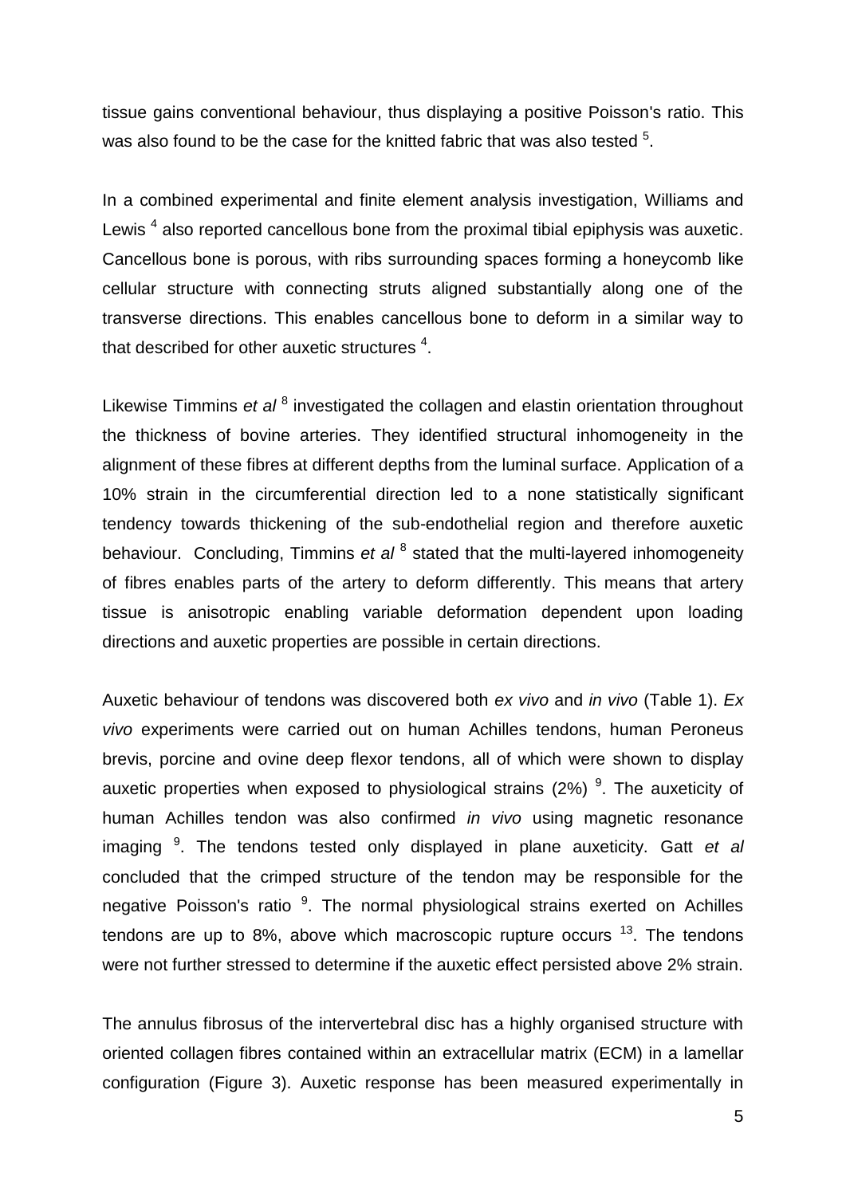tissue gains conventional behaviour, thus displaying a positive Poisson's ratio. This was also found to be the case for the knitted fabric that was also tested [5].

In a combined experimental and finite element analysis investigation, Williams and Lewis [4] also reported cancellous bone from the proximal tibial epiphysis was auxetic. Cancellous bone is porous, with ribs surrounding spaces forming a honeycomb like cellular structure with connecting struts aligned substantially along one of the transverse directions. This enables cancellous bone to deform in a similar way to that described for other auxetic structures [4].

Likewise Timmins *et al* [8] investigated the collagen and elastin orientation throughout the thickness of bovine arteries. They identified structural inhomogeneity in the alignment of these fibres at different depths from the luminal surface. Application of a 10% strain in the circumferential direction led to a none statistically significant tendency towards thickening of the sub-endothelial region and therefore auxetic behaviour. Concluding, Timmins *et al* [8] stated that the multi-layered inhomogeneity of fibres enables parts of the artery to deform differently. This means that artery tissue is anisotropic enabling variable deformation dependent upon loading directions and auxetic properties are possible in certain directions.

Auxetic behaviour of tendons was discovered both *ex vivo* and *in vivo* (Table 1). *Ex vivo* experiments were carried out on human Achilles tendons, human Peroneus brevis, porcine and ovine deep flexor tendons, all of which were shown to display auxetic properties when exposed to physiological strains (2%) [9]. The auxeticity of human Achilles tendon was also confirmed *in vivo* using magnetic resonance imaging [9]. The tendons tested only displayed in plane auxeticity. Gatt *et al* concluded that the crimped structure of the tendon may be responsible for the negative Poisson's ratio [9]. The normal physiological strains exerted on Achilles tendons are up to 8%, above which macroscopic rupture occurs [13]. The tendons were not further stressed to determine if the auxetic effect persisted above 2% strain.

The annulus fibrosus of the intervertebral disc has a highly organised structure with oriented collagen fibres contained within an extracellular matrix (ECM) in a lamellar configuration (Figure 3). Auxetic response has been measured experimentally in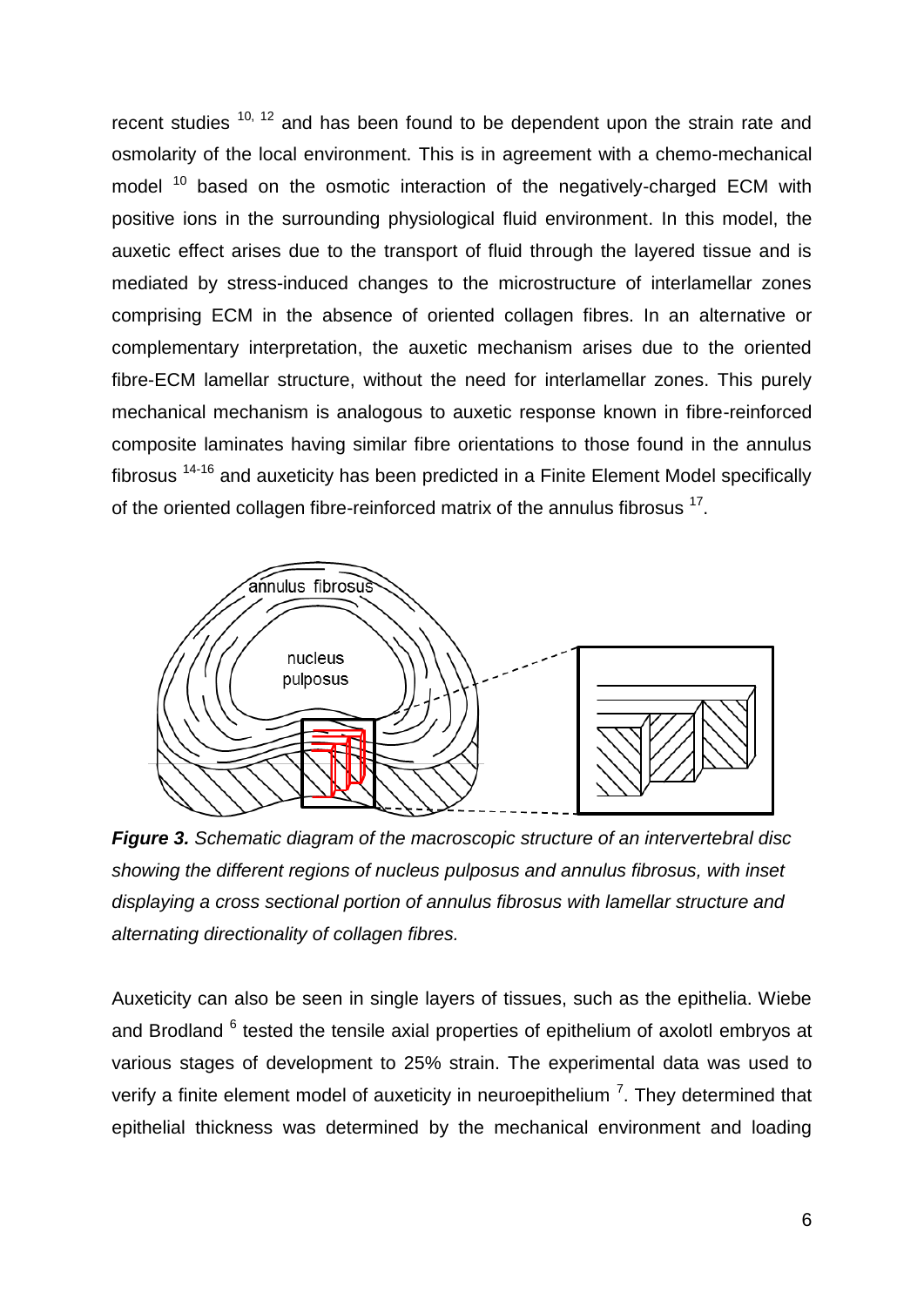recent studies [10, 12] and has been found to be dependent upon the strain rate and osmolarity of the local environment. This is in agreement with a chemo-mechanical model [10] based on the osmotic interaction of the negatively-charged ECM with positive ions in the surrounding physiological fluid environment. In this model, the auxetic effect arises due to the transport of fluid through the layered tissue and is mediated by stress-induced changes to the microstructure of interlamellar zones comprising ECM in the absence of oriented collagen fibres. In an alternative or complementary interpretation, the auxetic mechanism arises due to the oriented fibre-ECM lamellar structure, without the need for interlamellar zones. This purely mechanical mechanism is analogous to auxetic response known in fibre-reinforced composite laminates having similar fibre orientations to those found in the annulus fibrosus [14-16] and auxeticity has been predicted in a Finite Element Model specifically of the oriented collagen fibre-reinforced matrix of the annulus fibrosus [17].

***Figure 3.*** *Schematic diagram of the macroscopic structure of an intervertebral disc showing the different regions of nucleus pulposus and annulus fibrosus, with inset displaying a cross sectional portion of annulus fibrosus with lamellar structure and alternating directionality of collagen fibres.*

Auxeticity can also be seen in single layers of tissues, such as the epithelia. Wiebe and Brodland [6] tested the tensile axial properties of epithelium of axolotl embryos at various stages of development to 25% strain. The experimental data was used to verify a finite element model of auxeticity in neuroepithelium [7]. They determined that epithelial thickness was determined by the mechanical environment and loading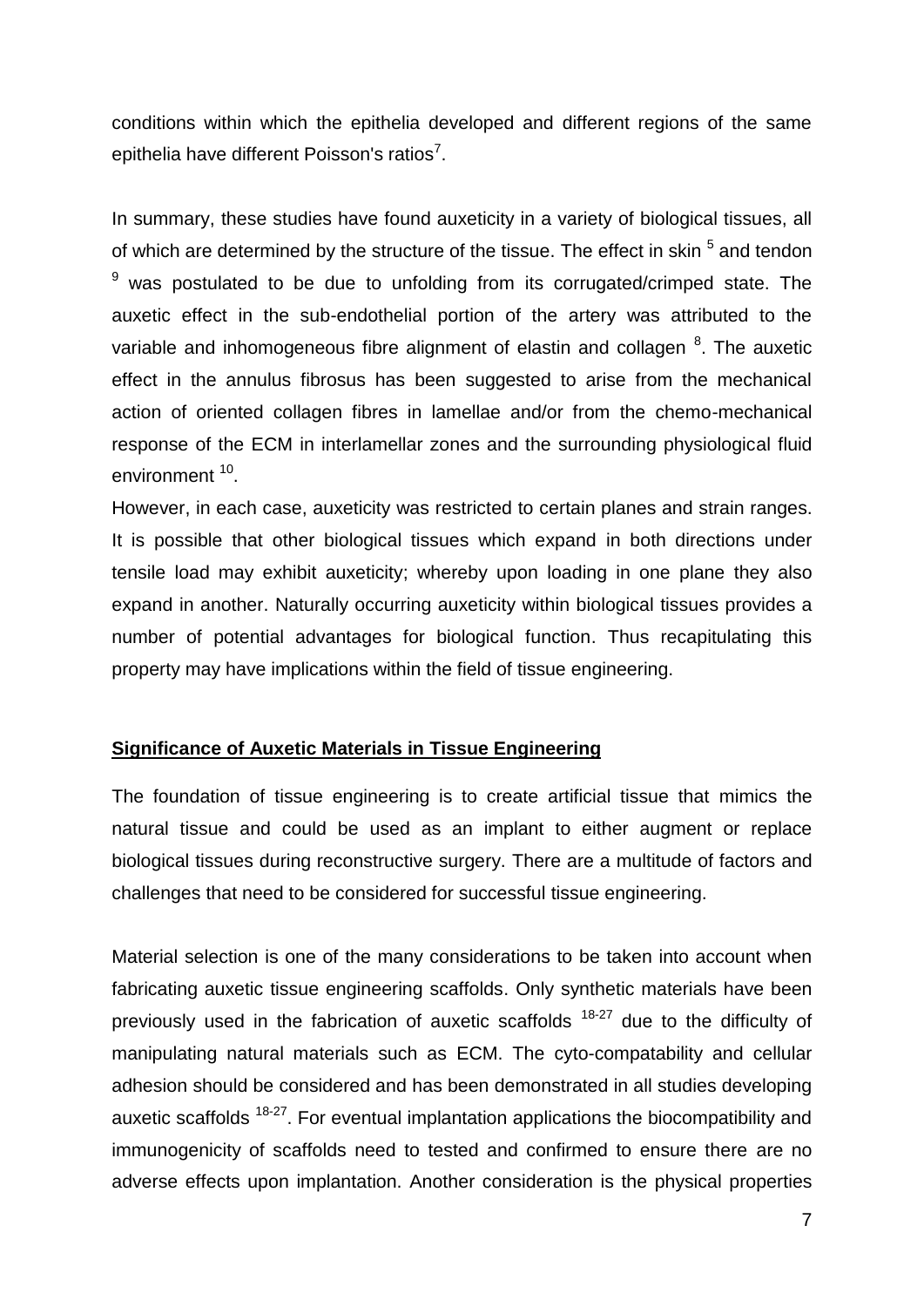conditions within which the epithelia developed and different regions of the same epithelia have different Poisson's ratios[7].

In summary, these studies have found auxeticity in a variety of biological tissues, all of which are determined by the structure of the tissue. The effect in skin [5] and tendon [9] was postulated to be due to unfolding from its corrugated/crimped state. The auxetic effect in the sub-endothelial portion of the artery was attributed to the variable and inhomogeneous fibre alignment of elastin and collagen [8]. The auxetic effect in the annulus fibrosus has been suggested to arise from the mechanical action of oriented collagen fibres in lamellae and/or from the chemo-mechanical response of the ECM in interlamellar zones and the surrounding physiological fluid environment [10].

However, in each case, auxeticity was restricted to certain planes and strain ranges. It is possible that other biological tissues which expand in both directions under tensile load may exhibit auxeticity; whereby upon loading in one plane they also expand in another. Naturally occurring auxeticity within biological tissues provides a number of potential advantages for biological function. Thus recapitulating this property may have implications within the field of tissue engineering.

## Significance of Auxetic Materials in Tissue Engineering

The foundation of tissue engineering is to create artificial tissue that mimics the natural tissue and could be used as an implant to either augment or replace biological tissues during reconstructive surgery. There are a multitude of factors and challenges that need to be considered for successful tissue engineering.

Material selection is one of the many considerations to be taken into account when fabricating auxetic tissue engineering scaffolds. Only synthetic materials have been previously used in the fabrication of auxetic scaffolds [18-27] due to the difficulty of manipulating natural materials such as ECM. The cyto-compatability and cellular adhesion should be considered and has been demonstrated in all studies developing auxetic scaffolds [18-27]. For eventual implantation applications the biocompatibility and immunogenicity of scaffolds need to tested and confirmed to ensure there are no adverse effects upon implantation. Another consideration is the physical properties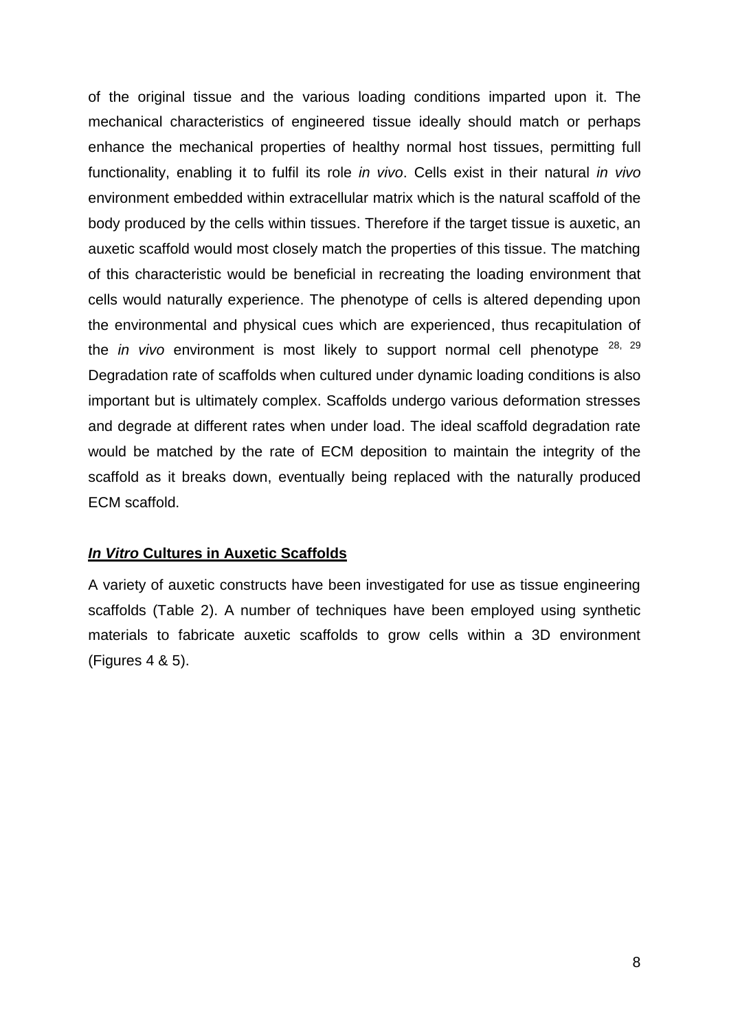of the original tissue and the various loading conditions imparted upon it. The mechanical characteristics of engineered tissue ideally should match or perhaps enhance the mechanical properties of healthy normal host tissues, permitting full functionality, enabling it to fulfil its role *in vivo*. Cells exist in their natural *in vivo* environment embedded within extracellular matrix which is the natural scaffold of the body produced by the cells within tissues. Therefore if the target tissue is auxetic, an auxetic scaffold would most closely match the properties of this tissue. The matching of this characteristic would be beneficial in recreating the loading environment that cells would naturally experience. The phenotype of cells is altered depending upon the environmental and physical cues which are experienced, thus recapitulation of the *in vivo* environment is most likely to support normal cell phenotype [28, 29] Degradation rate of scaffolds when cultured under dynamic loading conditions is also important but is ultimately complex. Scaffolds undergo various deformation stresses and degrade at different rates when under load. The ideal scaffold degradation rate would be matched by the rate of ECM deposition to maintain the integrity of the scaffold as it breaks down, eventually being replaced with the naturally produced ECM scaffold.

## ***In Vitro* Cultures in Auxetic Scaffolds**

A variety of auxetic constructs have been investigated for use as tissue engineering scaffolds (Table 2). A number of techniques have been employed using synthetic materials to fabricate auxetic scaffolds to grow cells within a 3D environment (Figures 4 & 5).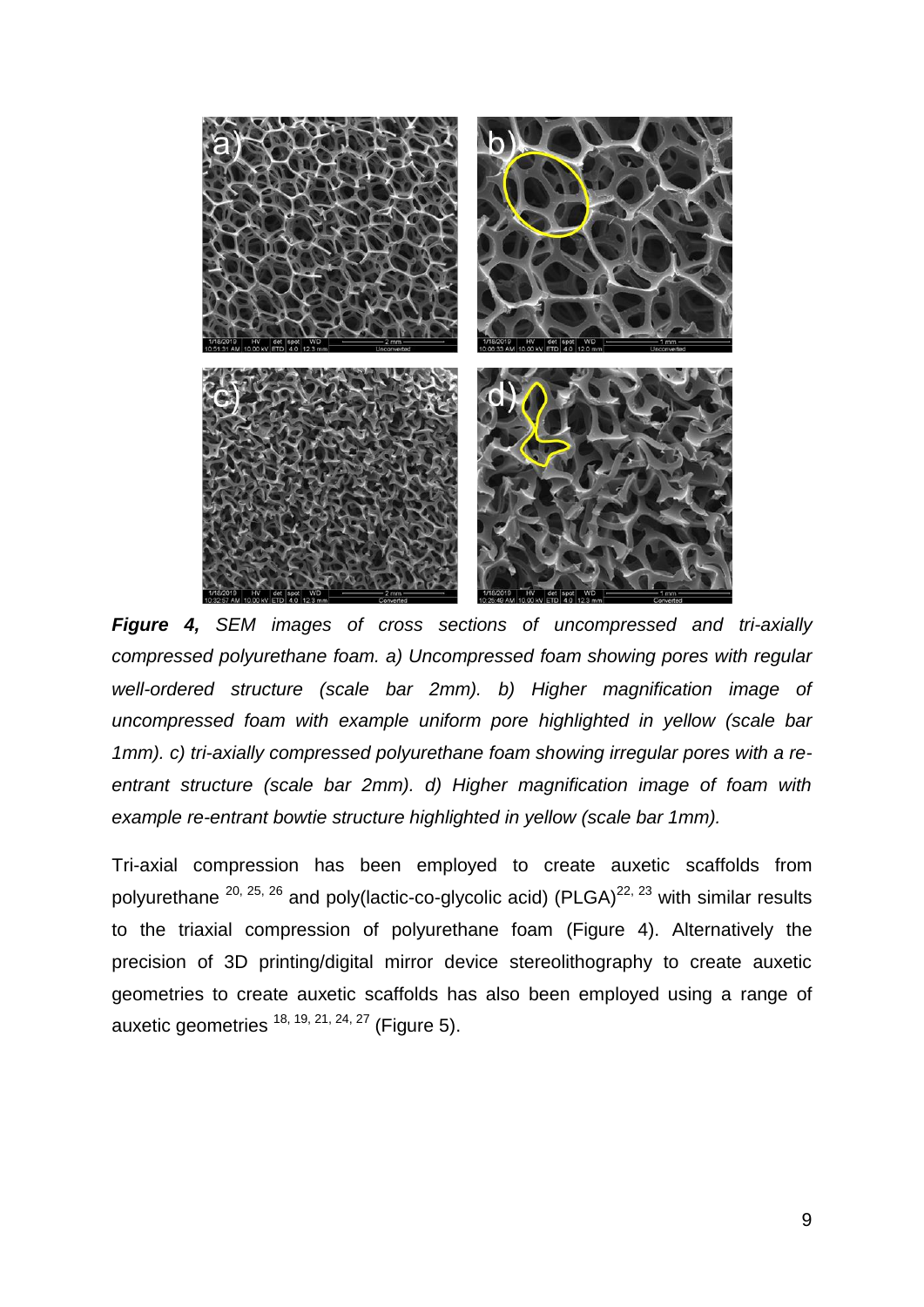***Figure 4,*** *SEM images of cross sections of uncompressed and tri-axially compressed polyurethane foam. a) Uncompressed foam showing pores with regular well-ordered structure (scale bar 2mm). b) Higher magnification image of uncompressed foam with example uniform pore highlighted in yellow (scale bar 1mm). c) tri-axially compressed polyurethane foam showing irregular pores with a re-entrant structure (scale bar 2mm). d) Higher magnification image of foam with example re-entrant bowtie structure highlighted in yellow (scale bar 1mm).*

Tri-axial compression has been employed to create auxetic scaffolds from polyurethane [20, 25, 26] and poly(lactic-co-glycolic acid) (PLGA)[22, 23] with similar results to the triaxial compression of polyurethane foam (Figure 4). Alternatively the precision of 3D printing/digital mirror device stereolithography to create auxetic geometries to create auxetic scaffolds has also been employed using a range of auxetic geometries [18, 19, 21, 24, 27] (Figure 5).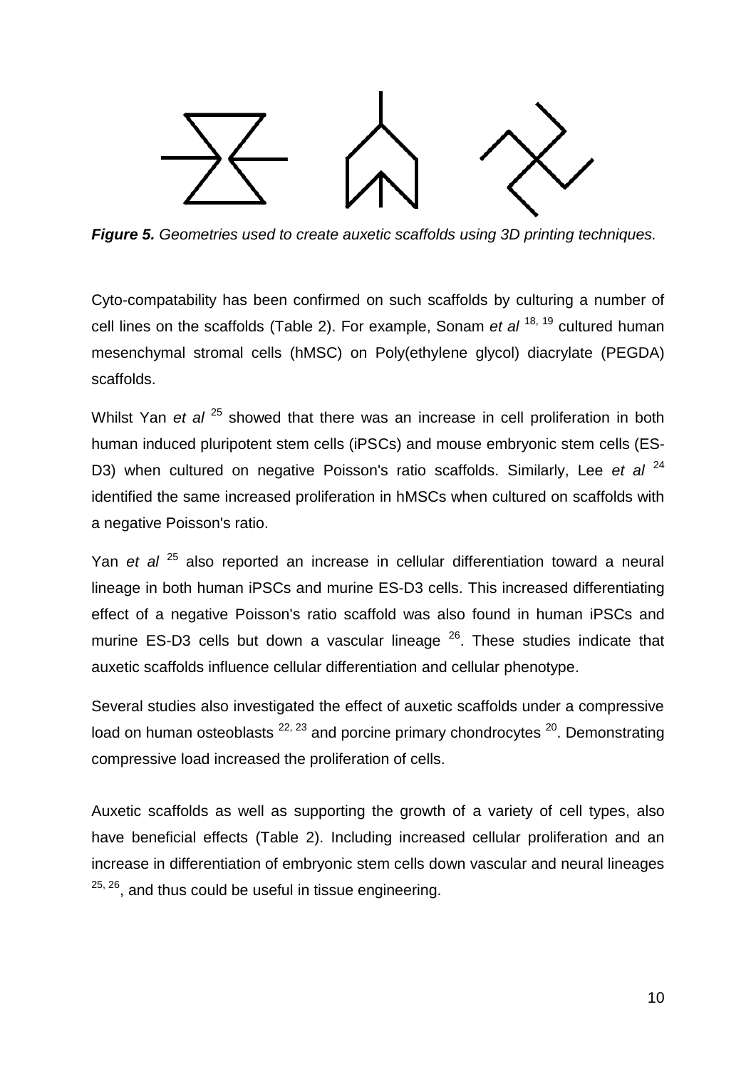*Figure 5. Geometries used to create auxetic scaffolds using 3D printing techniques.*

Cyto-compatability has been confirmed on such scaffolds by culturing a number of cell lines on the scaffolds (Table 2). For example, Sonam *et al* [18, 19] cultured human mesenchymal stromal cells (hMSC) on Poly(ethylene glycol) diacrylate (PEGDA) scaffolds.

Whilst Yan *et al* [25] showed that there was an increase in cell proliferation in both human induced pluripotent stem cells (iPSCs) and mouse embryonic stem cells (ES-D3) when cultured on negative Poisson's ratio scaffolds. Similarly, Lee *et al* [24] identified the same increased proliferation in hMSCs when cultured on scaffolds with a negative Poisson's ratio.

Yan *et al* [25] also reported an increase in cellular differentiation toward a neural lineage in both human iPSCs and murine ES-D3 cells. This increased differentiating effect of a negative Poisson's ratio scaffold was also found in human iPSCs and murine ES-D3 cells but down a vascular lineage [26]. These studies indicate that auxetic scaffolds influence cellular differentiation and cellular phenotype.

Several studies also investigated the effect of auxetic scaffolds under a compressive load on human osteoblasts [22, 23] and porcine primary chondrocytes [20]. Demonstrating compressive load increased the proliferation of cells.

Auxetic scaffolds as well as supporting the growth of a variety of cell types, also have beneficial effects (Table 2). Including increased cellular proliferation and an increase in differentiation of embryonic stem cells down vascular and neural lineages [25, 26], and thus could be useful in tissue engineering.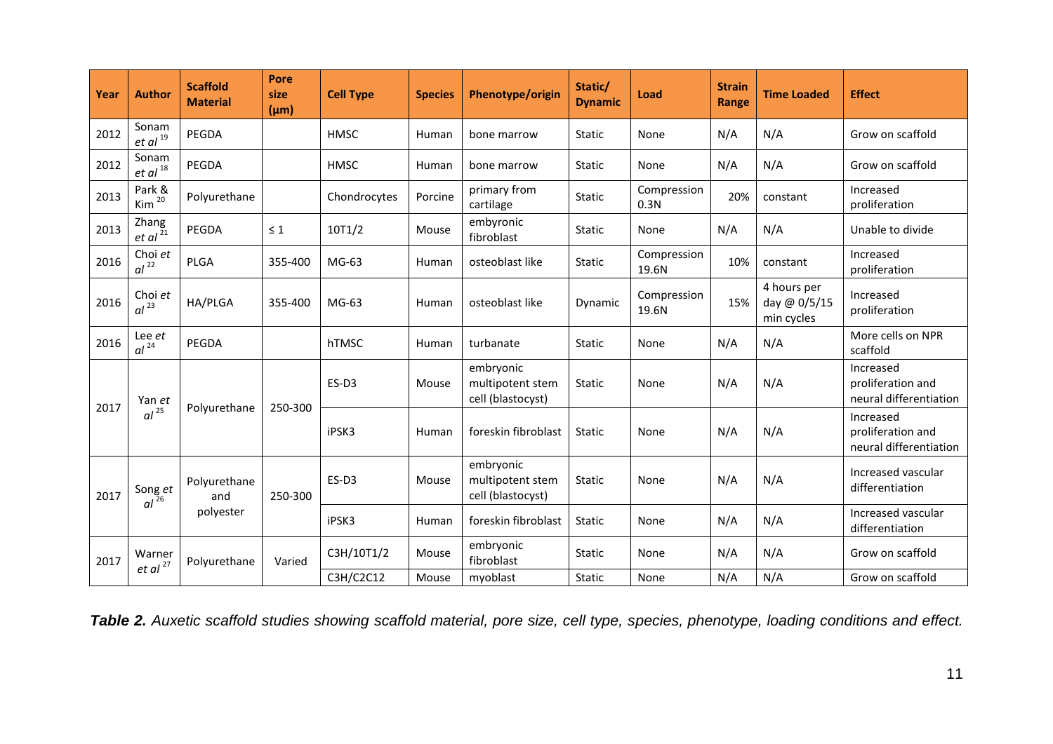| Year | Author | Scaffold Material | Pore size (µm) | Cell Type | Species | Phenotype/origin | Static/ Dynamic | Load | Strain Range | Time Loaded | Effect |
|---|---|---|---|---|---|---|---|---|---|---|---|
| 2012 | Sonam *et al* [19] | PEGDA | | HMSC | Human | bone marrow | Static | None | N/A | N/A | Grow on scaffold |
| 2012 | Sonam *et al* [18] | PEGDA | | HMSC | Human | bone marrow | Static | None | N/A | N/A | Grow on scaffold |
| 2013 | Park & Kim [20] | Polyurethane | | Chondrocytes | Porcine | primary from cartilage | Static | Compression 0.3N | 20% | constant | Increased proliferation |
| 2013 | Zhang *et al* [21] | PEGDA | ≤ 1 | 10T1/2 | Mouse | embyronic fibroblast | Static | None | N/A | N/A | Unable to divide |
| 2016 | Choi *et al* [22] | PLGA | 355-400 | MG-63 | Human | osteoblast like | Static | Compression 19.6N | 10% | constant | Increased proliferation |
| 2016 | Choi *et al* [23] | HA/PLGA | 355-400 | MG-63 | Human | osteoblast like | Dynamic | Compression 19.6N | 15% | 4 hours per day @ 0/5/15 min cycles | Increased proliferation |
| 2016 | Lee *et al* [24] | PEGDA | | hTMSC | Human | turbanate | Static | None | N/A | N/A | More cells on NPR scaffold |
| 2017 | Yan *et al* [25] | Polyurethane | 250-300 | ES-D3 | Mouse | embryonic multipotent stem cell (blastocyst) | Static | None | N/A | N/A | Increased proliferation and neural differentiation |
| | | | | iPSK3 | Human | foreskin fibroblast | Static | None | N/A | N/A | Increased proliferation and neural differentiation |
| 2017 | Song *et al* [26] | Polyurethane and polyester | 250-300 | ES-D3 | Mouse | embryonic multipotent stem cell (blastocyst) | Static | None | N/A | N/A | Increased vascular differentiation |
| | | | | iPSK3 | Human | foreskin fibroblast | Static | None | N/A | N/A | Increased vascular differentiation |
| 2017 | Warner *et al* [27] | Polyurethane | Varied | C3H/10T1/2 | Mouse | embryonic fibroblast | Static | None | N/A | N/A | Grow on scaffold |
| | | | | C3H/C2C12 | Mouse | myoblast | Static | None | N/A | N/A | Grow on scaffold |

***Table 2.*** *Auxetic scaffold studies showing scaffold material, pore size, cell type, species, phenotype, loading conditions and effect.*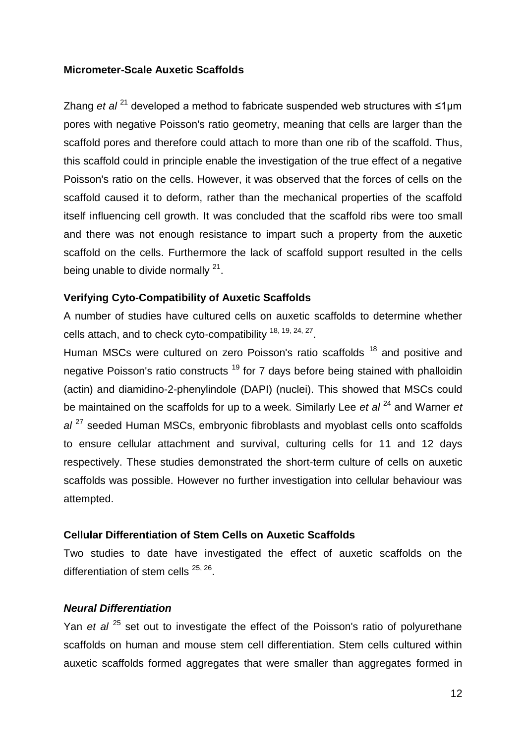### Micrometer-Scale Auxetic Scaffolds

Zhang *et al* [21] developed a method to fabricate suspended web structures with ≤1μm pores with negative Poisson's ratio geometry, meaning that cells are larger than the scaffold pores and therefore could attach to more than one rib of the scaffold. Thus, this scaffold could in principle enable the investigation of the true effect of a negative Poisson's ratio on the cells. However, it was observed that the forces of cells on the scaffold caused it to deform, rather than the mechanical properties of the scaffold itself influencing cell growth. It was concluded that the scaffold ribs were too small and there was not enough resistance to impart such a property from the auxetic scaffold on the cells. Furthermore the lack of scaffold support resulted in the cells being unable to divide normally [21].

### Verifying Cyto-Compatibility of Auxetic Scaffolds

A number of studies have cultured cells on auxetic scaffolds to determine whether cells attach, and to check cyto-compatibility [18, 19, 24, 27].

Human MSCs were cultured on zero Poisson's ratio scaffolds [18] and positive and negative Poisson's ratio constructs [19] for 7 days before being stained with phalloidin (actin) and diamidino-2-phenylindole (DAPI) (nuclei). This showed that MSCs could be maintained on the scaffolds for up to a week. Similarly Lee *et al* [24] and Warner *et al* [27] seeded Human MSCs, embryonic fibroblasts and myoblast cells onto scaffolds to ensure cellular attachment and survival, culturing cells for 11 and 12 days respectively. These studies demonstrated the short-term culture of cells on auxetic scaffolds was possible. However no further investigation into cellular behaviour was attempted.

### Cellular Differentiation of Stem Cells on Auxetic Scaffolds

Two studies to date have investigated the effect of auxetic scaffolds on the differentiation of stem cells [25, 26].

#### *Neural Differentiation*

Yan *et al* [25] set out to investigate the effect of the Poisson's ratio of polyurethane scaffolds on human and mouse stem cell differentiation. Stem cells cultured within auxetic scaffolds formed aggregates that were smaller than aggregates formed in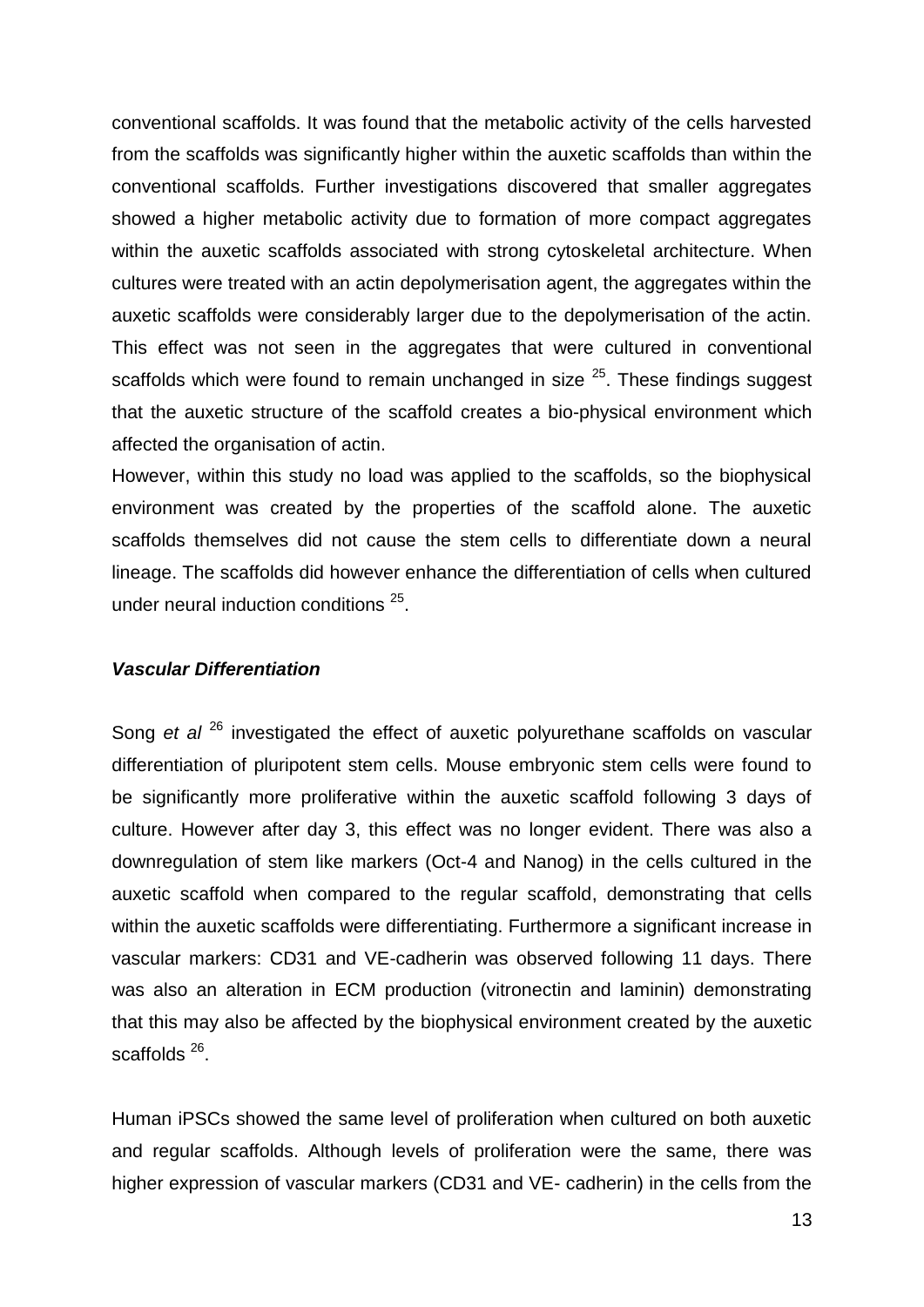conventional scaffolds. It was found that the metabolic activity of the cells harvested from the scaffolds was significantly higher within the auxetic scaffolds than within the conventional scaffolds. Further investigations discovered that smaller aggregates showed a higher metabolic activity due to formation of more compact aggregates within the auxetic scaffolds associated with strong cytoskeletal architecture. When cultures were treated with an actin depolymerisation agent, the aggregates within the auxetic scaffolds were considerably larger due to the depolymerisation of the actin. This effect was not seen in the aggregates that were cultured in conventional scaffolds which were found to remain unchanged in size [25]. These findings suggest that the auxetic structure of the scaffold creates a bio-physical environment which affected the organisation of actin.

However, within this study no load was applied to the scaffolds, so the biophysical environment was created by the properties of the scaffold alone. The auxetic scaffolds themselves did not cause the stem cells to differentiate down a neural lineage. The scaffolds did however enhance the differentiation of cells when cultured under neural induction conditions [25].

### ***Vascular Differentiation***

Song *et al* [26] investigated the effect of auxetic polyurethane scaffolds on vascular differentiation of pluripotent stem cells. Mouse embryonic stem cells were found to be significantly more proliferative within the auxetic scaffold following 3 days of culture. However after day 3, this effect was no longer evident. There was also a downregulation of stem like markers (Oct-4 and Nanog) in the cells cultured in the auxetic scaffold when compared to the regular scaffold, demonstrating that cells within the auxetic scaffolds were differentiating. Furthermore a significant increase in vascular markers: CD31 and VE-cadherin was observed following 11 days. There was also an alteration in ECM production (vitronectin and laminin) demonstrating that this may also be affected by the biophysical environment created by the auxetic scaffolds [26].

Human iPSCs showed the same level of proliferation when cultured on both auxetic and regular scaffolds. Although levels of proliferation were the same, there was higher expression of vascular markers (CD31 and VE- cadherin) in the cells from the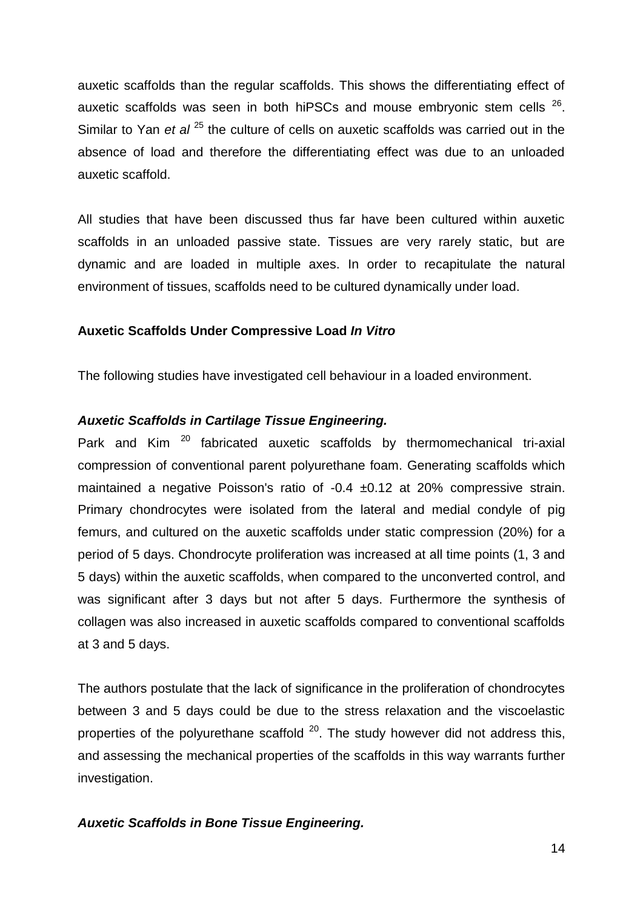auxetic scaffolds than the regular scaffolds. This shows the differentiating effect of auxetic scaffolds was seen in both hiPSCs and mouse embryonic stem cells [26]. Similar to Yan *et al* [25] the culture of cells on auxetic scaffolds was carried out in the absence of load and therefore the differentiating effect was due to an unloaded auxetic scaffold.

All studies that have been discussed thus far have been cultured within auxetic scaffolds in an unloaded passive state. Tissues are very rarely static, but are dynamic and are loaded in multiple axes. In order to recapitulate the natural environment of tissues, scaffolds need to be cultured dynamically under load.

### Auxetic Scaffolds Under Compressive Load *In Vitro*

The following studies have investigated cell behaviour in a loaded environment.

#### *Auxetic Scaffolds in Cartilage Tissue Engineering.*

Park and Kim [20] fabricated auxetic scaffolds by thermomechanical tri-axial compression of conventional parent polyurethane foam. Generating scaffolds which maintained a negative Poisson's ratio of -0.4 ±0.12 at 20% compressive strain. Primary chondrocytes were isolated from the lateral and medial condyle of pig femurs, and cultured on the auxetic scaffolds under static compression (20%) for a period of 5 days. Chondrocyte proliferation was increased at all time points (1, 3 and 5 days) within the auxetic scaffolds, when compared to the unconverted control, and was significant after 3 days but not after 5 days. Furthermore the synthesis of collagen was also increased in auxetic scaffolds compared to conventional scaffolds at 3 and 5 days.

The authors postulate that the lack of significance in the proliferation of chondrocytes between 3 and 5 days could be due to the stress relaxation and the viscoelastic properties of the polyurethane scaffold [20]. The study however did not address this, and assessing the mechanical properties of the scaffolds in this way warrants further investigation.

#### *Auxetic Scaffolds in Bone Tissue Engineering.*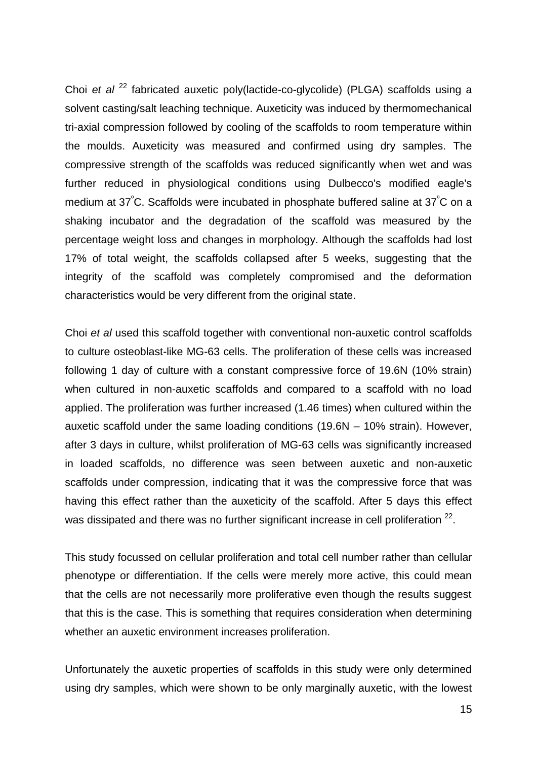Choi *et al* [22] fabricated auxetic poly(lactide-co-glycolide) (PLGA) scaffolds using a solvent casting/salt leaching technique. Auxeticity was induced by thermomechanical tri-axial compression followed by cooling of the scaffolds to room temperature within the moulds. Auxeticity was measured and confirmed using dry samples. The compressive strength of the scaffolds was reduced significantly when wet and was further reduced in physiological conditions using Dulbecco's modified eagle's medium at 37°C. Scaffolds were incubated in phosphate buffered saline at 37°C on a shaking incubator and the degradation of the scaffold was measured by the percentage weight loss and changes in morphology. Although the scaffolds had lost 17% of total weight, the scaffolds collapsed after 5 weeks, suggesting that the integrity of the scaffold was completely compromised and the deformation characteristics would be very different from the original state.

Choi *et al* used this scaffold together with conventional non-auxetic control scaffolds to culture osteoblast-like MG-63 cells. The proliferation of these cells was increased following 1 day of culture with a constant compressive force of 19.6N (10% strain) when cultured in non-auxetic scaffolds and compared to a scaffold with no load applied. The proliferation was further increased (1.46 times) when cultured within the auxetic scaffold under the same loading conditions (19.6N – 10% strain). However, after 3 days in culture, whilst proliferation of MG-63 cells was significantly increased in loaded scaffolds, no difference was seen between auxetic and non-auxetic scaffolds under compression, indicating that it was the compressive force that was having this effect rather than the auxeticity of the scaffold. After 5 days this effect was dissipated and there was no further significant increase in cell proliferation [22].

This study focussed on cellular proliferation and total cell number rather than cellular phenotype or differentiation. If the cells were merely more active, this could mean that the cells are not necessarily more proliferative even though the results suggest that this is the case. This is something that requires consideration when determining whether an auxetic environment increases proliferation.

Unfortunately the auxetic properties of scaffolds in this study were only determined using dry samples, which were shown to be only marginally auxetic, with the lowest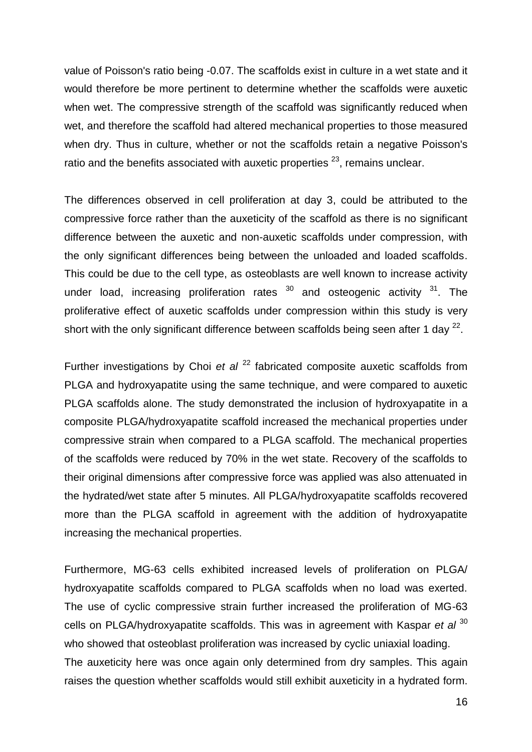value of Poisson's ratio being -0.07. The scaffolds exist in culture in a wet state and it would therefore be more pertinent to determine whether the scaffolds were auxetic when wet. The compressive strength of the scaffold was significantly reduced when wet, and therefore the scaffold had altered mechanical properties to those measured when dry. Thus in culture, whether or not the scaffolds retain a negative Poisson's ratio and the benefits associated with auxetic properties [23], remains unclear.

The differences observed in cell proliferation at day 3, could be attributed to the compressive force rather than the auxeticity of the scaffold as there is no significant difference between the auxetic and non-auxetic scaffolds under compression, with the only significant differences being between the unloaded and loaded scaffolds. This could be due to the cell type, as osteoblasts are well known to increase activity under load, increasing proliferation rates [30] and osteogenic activity [31]. The proliferative effect of auxetic scaffolds under compression within this study is very short with the only significant difference between scaffolds being seen after 1 day [22].

Further investigations by Choi *et al* [22] fabricated composite auxetic scaffolds from PLGA and hydroxyapatite using the same technique, and were compared to auxetic PLGA scaffolds alone. The study demonstrated the inclusion of hydroxyapatite in a composite PLGA/hydroxyapatite scaffold increased the mechanical properties under compressive strain when compared to a PLGA scaffold. The mechanical properties of the scaffolds were reduced by 70% in the wet state. Recovery of the scaffolds to their original dimensions after compressive force was applied was also attenuated in the hydrated/wet state after 5 minutes. All PLGA/hydroxyapatite scaffolds recovered more than the PLGA scaffold in agreement with the addition of hydroxyapatite increasing the mechanical properties.

Furthermore, MG-63 cells exhibited increased levels of proliferation on PLGA/hydroxyapatite scaffolds compared to PLGA scaffolds when no load was exerted. The use of cyclic compressive strain further increased the proliferation of MG-63 cells on PLGA/hydroxyapatite scaffolds. This was in agreement with Kaspar *et al* [30] who showed that osteoblast proliferation was increased by cyclic uniaxial loading. The auxeticity here was once again only determined from dry samples. This again raises the question whether scaffolds would still exhibit auxeticity in a hydrated form.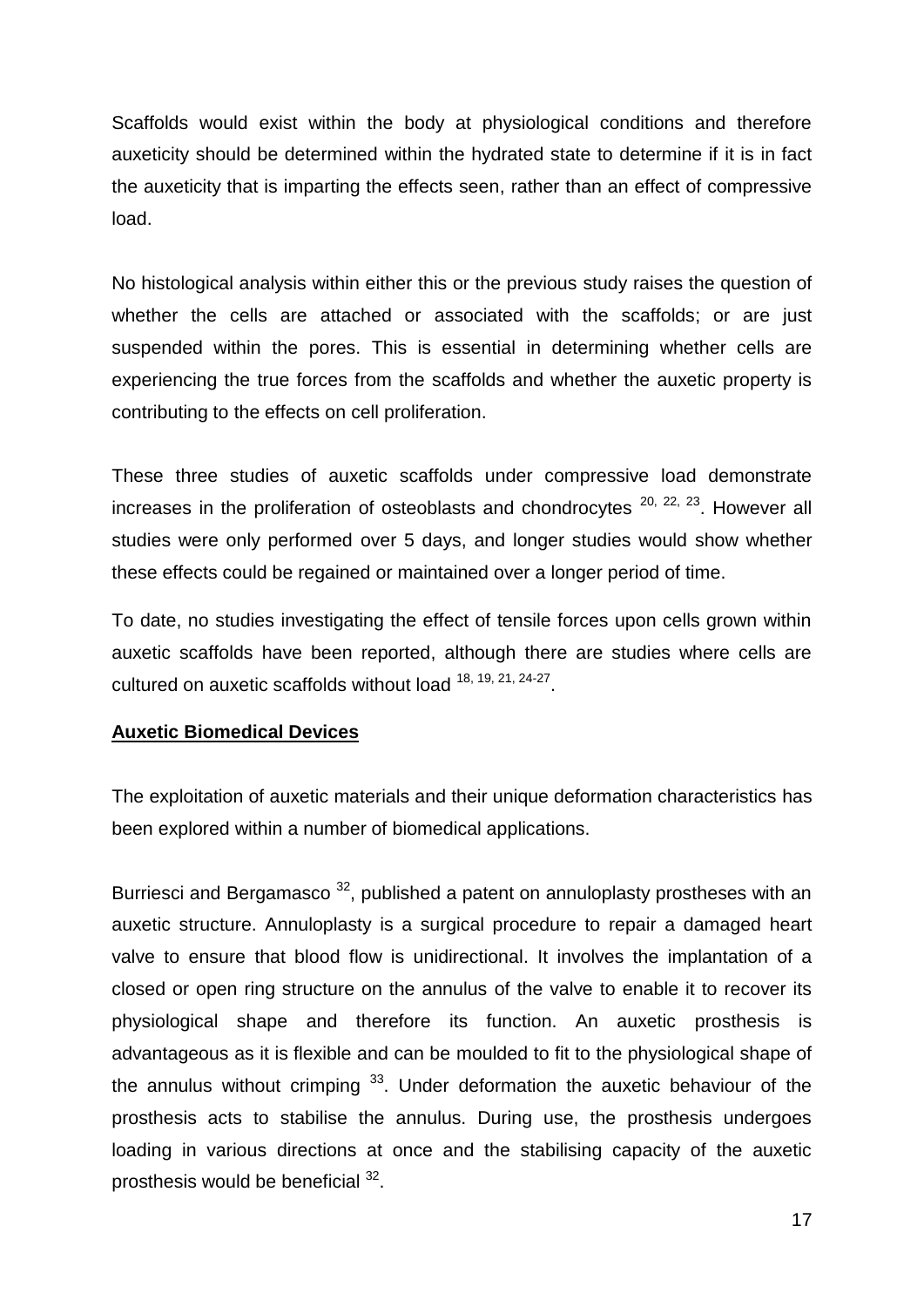Scaffolds would exist within the body at physiological conditions and therefore auxeticity should be determined within the hydrated state to determine if it is in fact the auxeticity that is imparting the effects seen, rather than an effect of compressive load.

No histological analysis within either this or the previous study raises the question of whether the cells are attached or associated with the scaffolds; or are just suspended within the pores. This is essential in determining whether cells are experiencing the true forces from the scaffolds and whether the auxetic property is contributing to the effects on cell proliferation.

These three studies of auxetic scaffolds under compressive load demonstrate increases in the proliferation of osteoblasts and chondrocytes [20, 22, 23]. However all studies were only performed over 5 days, and longer studies would show whether these effects could be regained or maintained over a longer period of time.

To date, no studies investigating the effect of tensile forces upon cells grown within auxetic scaffolds have been reported, although there are studies where cells are cultured on auxetic scaffolds without load [18, 19, 21, 24-27].

**Auxetic Biomedical Devices**

The exploitation of auxetic materials and their unique deformation characteristics has been explored within a number of biomedical applications.

Burriesci and Bergamasco [32], published a patent on annuloplasty prostheses with an auxetic structure. Annuloplasty is a surgical procedure to repair a damaged heart valve to ensure that blood flow is unidirectional. It involves the implantation of a closed or open ring structure on the annulus of the valve to enable it to recover its physiological shape and therefore its function. An auxetic prosthesis is advantageous as it is flexible and can be moulded to fit to the physiological shape of the annulus without crimping [33]. Under deformation the auxetic behaviour of the prosthesis acts to stabilise the annulus. During use, the prosthesis undergoes loading in various directions at once and the stabilising capacity of the auxetic prosthesis would be beneficial [32].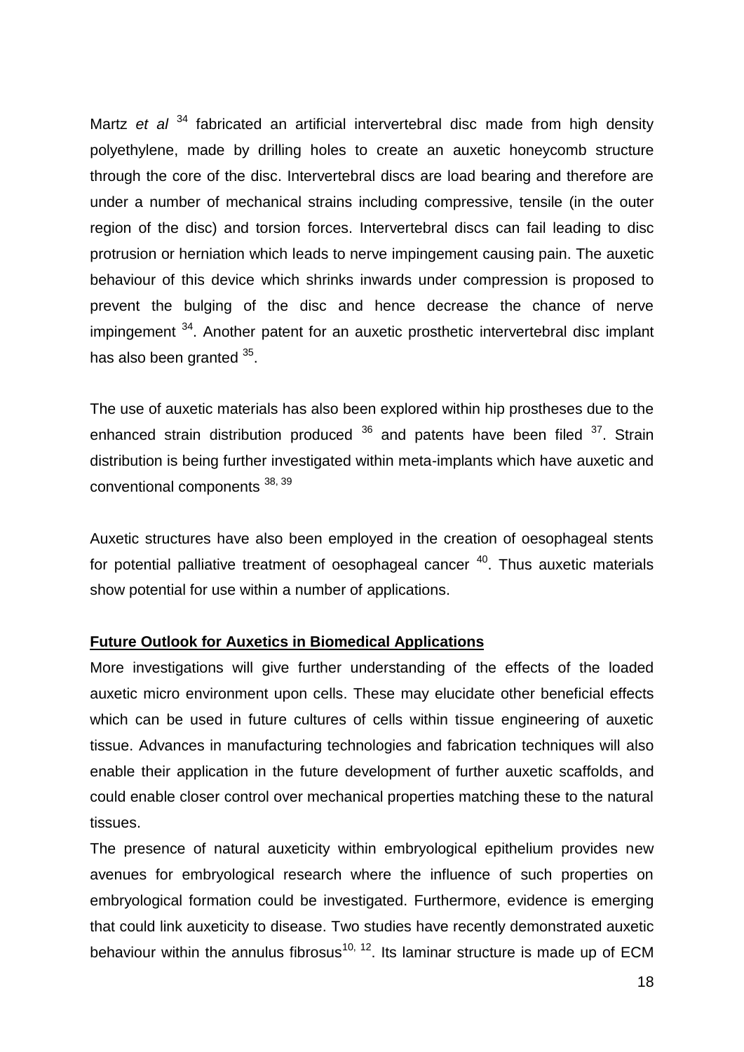Martz *et al* [34] fabricated an artificial intervertebral disc made from high density polyethylene, made by drilling holes to create an auxetic honeycomb structure through the core of the disc. Intervertebral discs are load bearing and therefore are under a number of mechanical strains including compressive, tensile (in the outer region of the disc) and torsion forces. Intervertebral discs can fail leading to disc protrusion or herniation which leads to nerve impingement causing pain. The auxetic behaviour of this device which shrinks inwards under compression is proposed to prevent the bulging of the disc and hence decrease the chance of nerve impingement [34]. Another patent for an auxetic prosthetic intervertebral disc implant has also been granted [35].

The use of auxetic materials has also been explored within hip prostheses due to the enhanced strain distribution produced [36] and patents have been filed [37]. Strain distribution is being further investigated within meta-implants which have auxetic and conventional components [38, 39]

Auxetic structures have also been employed in the creation of oesophageal stents for potential palliative treatment of oesophageal cancer [40]. Thus auxetic materials show potential for use within a number of applications.

**Future Outlook for Auxetics in Biomedical Applications**

More investigations will give further understanding of the effects of the loaded auxetic micro environment upon cells. These may elucidate other beneficial effects which can be used in future cultures of cells within tissue engineering of auxetic tissue. Advances in manufacturing technologies and fabrication techniques will also enable their application in the future development of further auxetic scaffolds, and could enable closer control over mechanical properties matching these to the natural tissues.

The presence of natural auxeticity within embryological epithelium provides new avenues for embryological research where the influence of such properties on embryological formation could be investigated. Furthermore, evidence is emerging that could link auxeticity to disease. Two studies have recently demonstrated auxetic behaviour within the annulus fibrosus[10, 12]. Its laminar structure is made up of ECM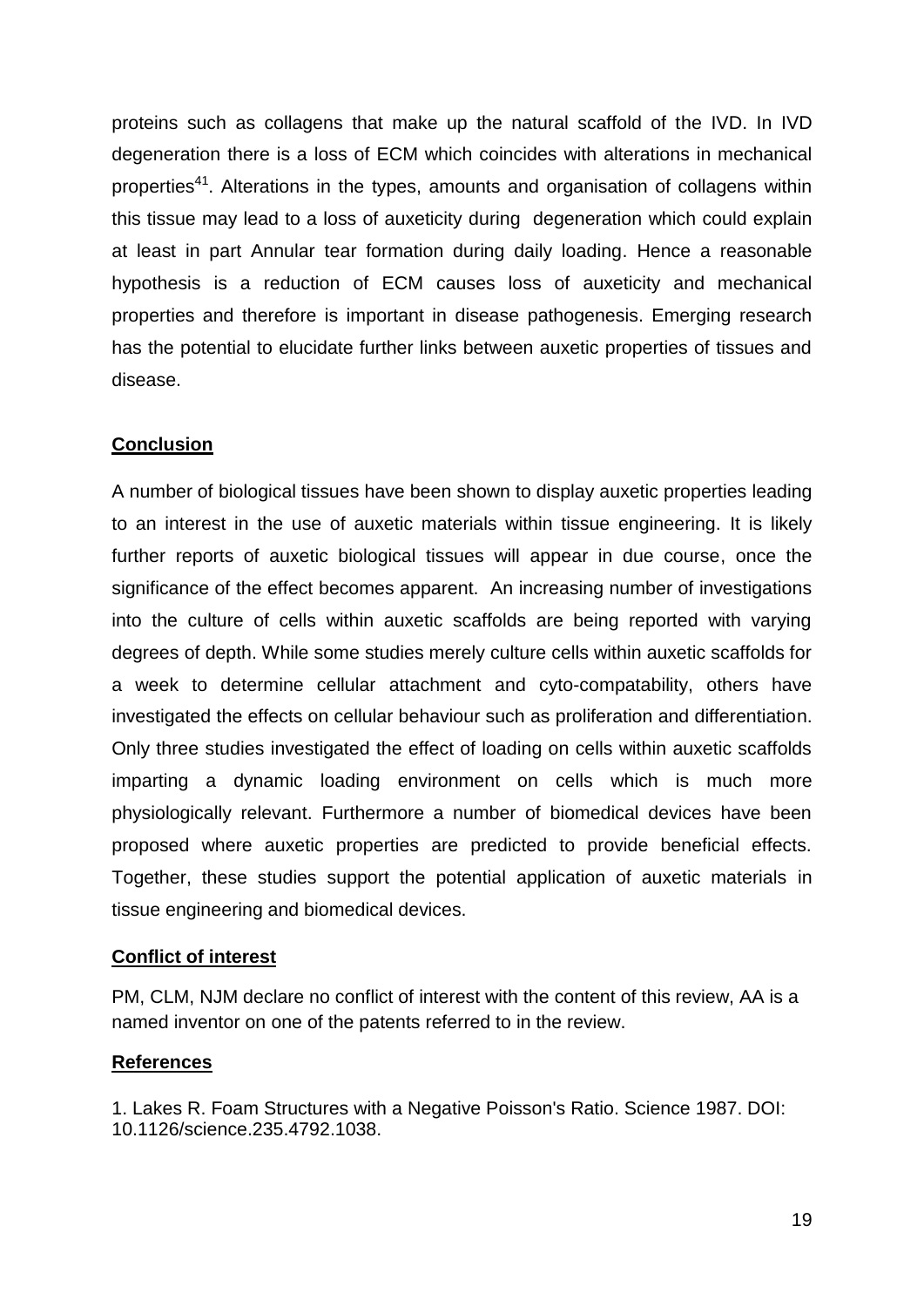proteins such as collagens that make up the natural scaffold of the IVD. In IVD degeneration there is a loss of ECM which coincides with alterations in mechanical properties[41]. Alterations in the types, amounts and organisation of collagens within this tissue may lead to a loss of auxeticity during degeneration which could explain at least in part Annular tear formation during daily loading. Hence a reasonable hypothesis is a reduction of ECM causes loss of auxeticity and mechanical properties and therefore is important in disease pathogenesis. Emerging research has the potential to elucidate further links between auxetic properties of tissues and disease.

## Conclusion

A number of biological tissues have been shown to display auxetic properties leading to an interest in the use of auxetic materials within tissue engineering. It is likely further reports of auxetic biological tissues will appear in due course, once the significance of the effect becomes apparent. An increasing number of investigations into the culture of cells within auxetic scaffolds are being reported with varying degrees of depth. While some studies merely culture cells within auxetic scaffolds for a week to determine cellular attachment and cyto-compatability, others have investigated the effects on cellular behaviour such as proliferation and differentiation. Only three studies investigated the effect of loading on cells within auxetic scaffolds imparting a dynamic loading environment on cells which is much more physiologically relevant. Furthermore a number of biomedical devices have been proposed where auxetic properties are predicted to provide beneficial effects. Together, these studies support the potential application of auxetic materials in tissue engineering and biomedical devices.

## Conflict of interest

PM, CLM, NJM declare no conflict of interest with the content of this review, AA is a named inventor on one of the patents referred to in the review.

## References

1. Lakes R. Foam Structures with a Negative Poisson's Ratio. Science 1987. DOI: 10.1126/science.235.4792.1038.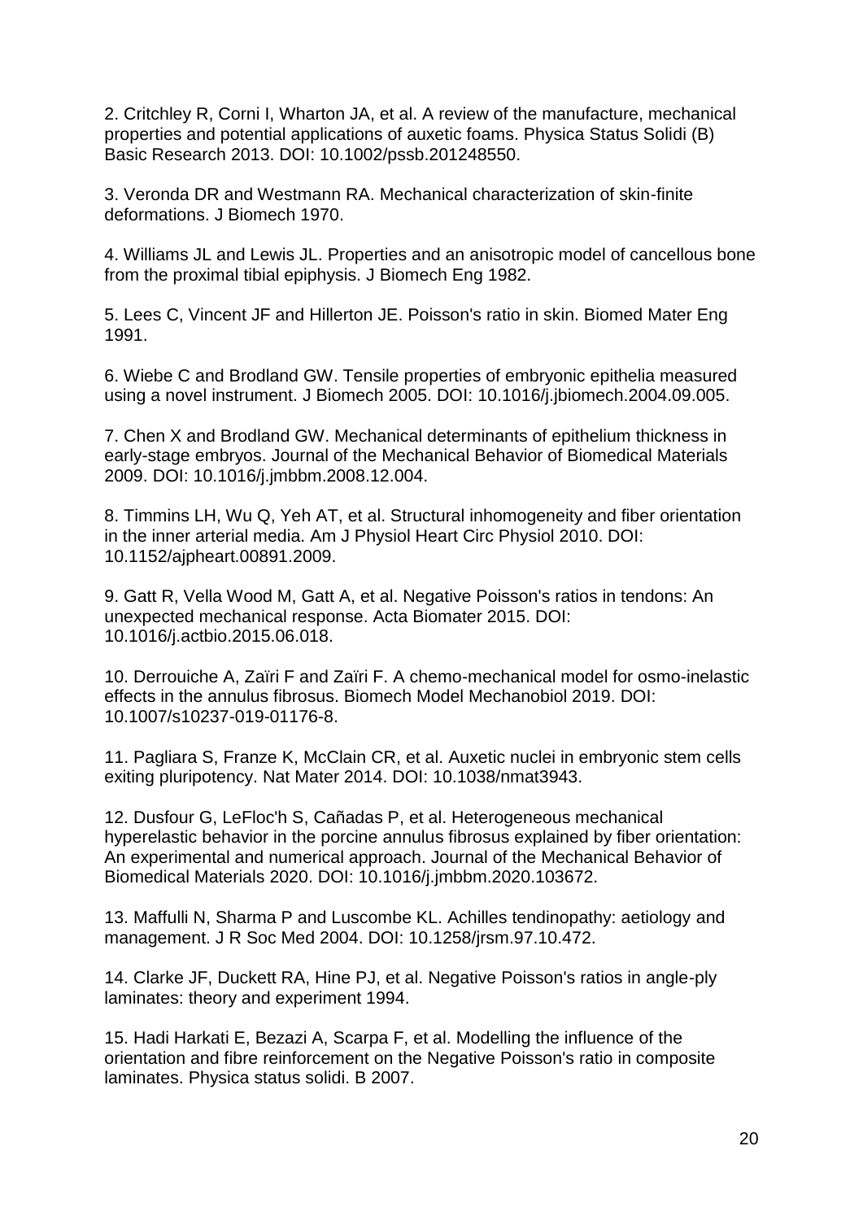2. Critchley R, Corni I, Wharton JA, et al. A review of the manufacture, mechanical properties and potential applications of auxetic foams. Physica Status Solidi (B) Basic Research 2013. DOI: 10.1002/pssb.201248550.

3. Veronda DR and Westmann RA. Mechanical characterization of skin-finite deformations. J Biomech 1970.

4. Williams JL and Lewis JL. Properties and an anisotropic model of cancellous bone from the proximal tibial epiphysis. J Biomech Eng 1982.

5. Lees C, Vincent JF and Hillerton JE. Poisson's ratio in skin. Biomed Mater Eng 1991.

6. Wiebe C and Brodland GW. Tensile properties of embryonic epithelia measured using a novel instrument. J Biomech 2005. DOI: 10.1016/j.jbiomech.2004.09.005.

7. Chen X and Brodland GW. Mechanical determinants of epithelium thickness in early-stage embryos. Journal of the Mechanical Behavior of Biomedical Materials 2009. DOI: 10.1016/j.jmbbm.2008.12.004.

8. Timmins LH, Wu Q, Yeh AT, et al. Structural inhomogeneity and fiber orientation in the inner arterial media. Am J Physiol Heart Circ Physiol 2010. DOI: 10.1152/ajpheart.00891.2009.

9. Gatt R, Vella Wood M, Gatt A, et al. Negative Poisson's ratios in tendons: An unexpected mechanical response. Acta Biomater 2015. DOI: 10.1016/j.actbio.2015.06.018.

10. Derrouiche A, Zaïri F and Zaïri F. A chemo-mechanical model for osmo-inelastic effects in the annulus fibrosus. Biomech Model Mechanobiol 2019. DOI: 10.1007/s10237-019-01176-8.

11. Pagliara S, Franze K, McClain CR, et al. Auxetic nuclei in embryonic stem cells exiting pluripotency. Nat Mater 2014. DOI: 10.1038/nmat3943.

12. Dusfour G, LeFloc'h S, Cañadas P, et al. Heterogeneous mechanical hyperelastic behavior in the porcine annulus fibrosus explained by fiber orientation: An experimental and numerical approach. Journal of the Mechanical Behavior of Biomedical Materials 2020. DOI: 10.1016/j.jmbbm.2020.103672.

13. Maffulli N, Sharma P and Luscombe KL. Achilles tendinopathy: aetiology and management. J R Soc Med 2004. DOI: 10.1258/jrsm.97.10.472.

14. Clarke JF, Duckett RA, Hine PJ, et al. Negative Poisson's ratios in angle-ply laminates: theory and experiment 1994.

15. Hadi Harkati E, Bezazi A, Scarpa F, et al. Modelling the influence of the orientation and fibre reinforcement on the Negative Poisson's ratio in composite laminates. Physica status solidi. B 2007.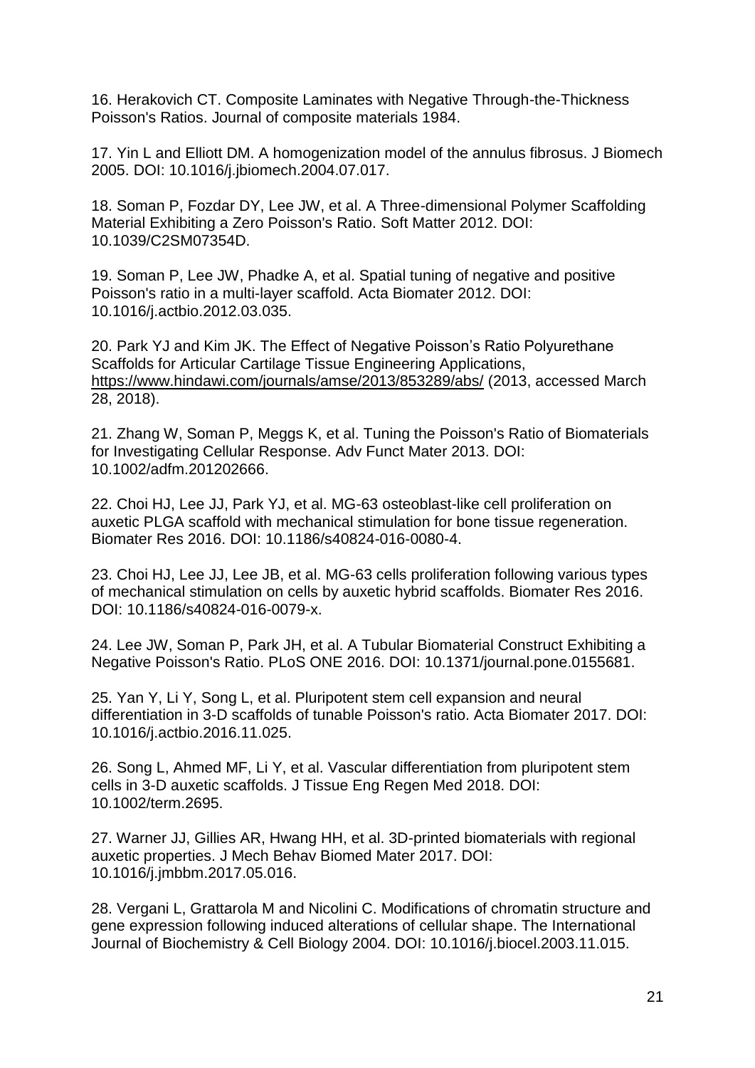16. Herakovich CT. Composite Laminates with Negative Through-the-Thickness Poisson's Ratios. Journal of composite materials 1984.

17. Yin L and Elliott DM. A homogenization model of the annulus fibrosus. J Biomech 2005. DOI: 10.1016/j.jbiomech.2004.07.017.

18. Soman P, Fozdar DY, Lee JW, et al. A Three-dimensional Polymer Scaffolding Material Exhibiting a Zero Poisson's Ratio. Soft Matter 2012. DOI: 10.1039/C2SM07354D.

19. Soman P, Lee JW, Phadke A, et al. Spatial tuning of negative and positive Poisson's ratio in a multi-layer scaffold. Acta Biomater 2012. DOI: 10.1016/j.actbio.2012.03.035.

20. Park YJ and Kim JK. The Effect of Negative Poisson's Ratio Polyurethane Scaffolds for Articular Cartilage Tissue Engineering Applications, https://www.hindawi.com/journals/amse/2013/853289/abs/ (2013, accessed March 28, 2018).

21. Zhang W, Soman P, Meggs K, et al. Tuning the Poisson's Ratio of Biomaterials for Investigating Cellular Response. Adv Funct Mater 2013. DOI: 10.1002/adfm.201202666.

22. Choi HJ, Lee JJ, Park YJ, et al. MG-63 osteoblast-like cell proliferation on auxetic PLGA scaffold with mechanical stimulation for bone tissue regeneration. Biomater Res 2016. DOI: 10.1186/s40824-016-0080-4.

23. Choi HJ, Lee JJ, Lee JB, et al. MG-63 cells proliferation following various types of mechanical stimulation on cells by auxetic hybrid scaffolds. Biomater Res 2016. DOI: 10.1186/s40824-016-0079-x.

24. Lee JW, Soman P, Park JH, et al. A Tubular Biomaterial Construct Exhibiting a Negative Poisson's Ratio. PLoS ONE 2016. DOI: 10.1371/journal.pone.0155681.

25. Yan Y, Li Y, Song L, et al. Pluripotent stem cell expansion and neural differentiation in 3-D scaffolds of tunable Poisson's ratio. Acta Biomater 2017. DOI: 10.1016/j.actbio.2016.11.025.

26. Song L, Ahmed MF, Li Y, et al. Vascular differentiation from pluripotent stem cells in 3-D auxetic scaffolds. J Tissue Eng Regen Med 2018. DOI: 10.1002/term.2695.

27. Warner JJ, Gillies AR, Hwang HH, et al. 3D-printed biomaterials with regional auxetic properties. J Mech Behav Biomed Mater 2017. DOI: 10.1016/j.jmbbm.2017.05.016.

28. Vergani L, Grattarola M and Nicolini C. Modifications of chromatin structure and gene expression following induced alterations of cellular shape. The International Journal of Biochemistry & Cell Biology 2004. DOI: 10.1016/j.biocel.2003.11.015.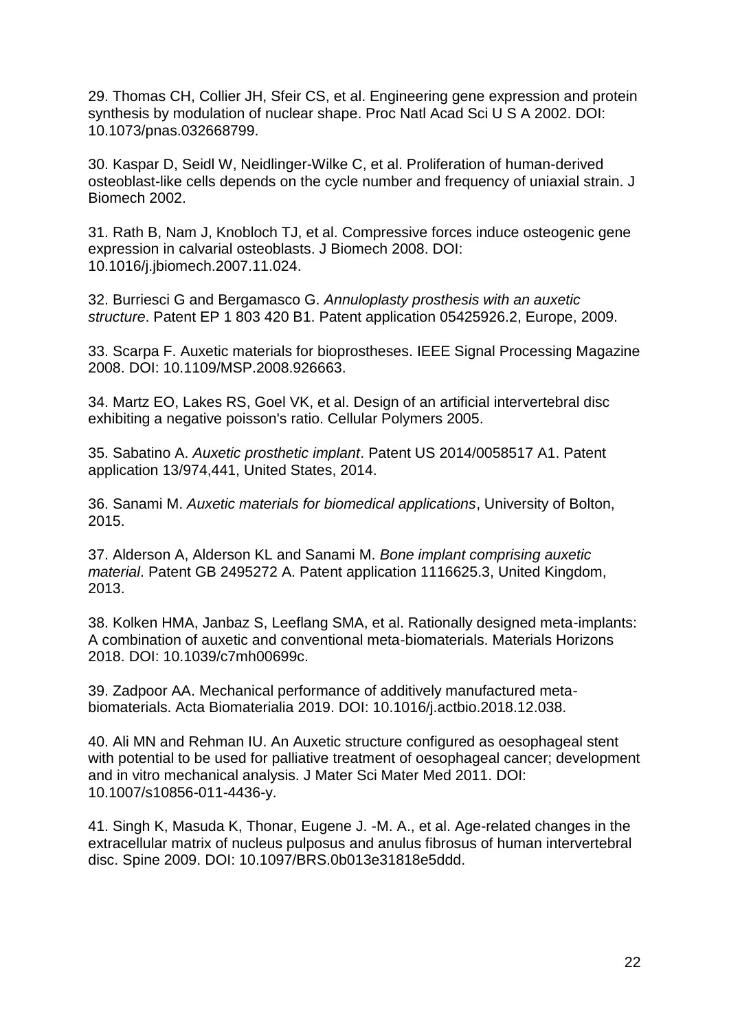29. Thomas CH, Collier JH, Sfeir CS, et al. Engineering gene expression and protein synthesis by modulation of nuclear shape. Proc Natl Acad Sci U S A 2002. DOI: 10.1073/pnas.032668799.

30. Kaspar D, Seidl W, Neidlinger-Wilke C, et al. Proliferation of human-derived osteoblast-like cells depends on the cycle number and frequency of uniaxial strain. J Biomech 2002.

31. Rath B, Nam J, Knobloch TJ, et al. Compressive forces induce osteogenic gene expression in calvarial osteoblasts. J Biomech 2008. DOI: 10.1016/j.jbiomech.2007.11.024.

32. Burriesci G and Bergamasco G. *Annuloplasty prosthesis with an auxetic structure*. Patent EP 1 803 420 B1. Patent application 05425926.2, Europe, 2009.

33. Scarpa F. Auxetic materials for bioprostheses. IEEE Signal Processing Magazine 2008. DOI: 10.1109/MSP.2008.926663.

34. Martz EO, Lakes RS, Goel VK, et al. Design of an artificial intervertebral disc exhibiting a negative poisson's ratio. Cellular Polymers 2005.

35. Sabatino A. *Auxetic prosthetic implant*. Patent US 2014/0058517 A1. Patent application 13/974,441, United States, 2014.

36. Sanami M. *Auxetic materials for biomedical applications*, University of Bolton, 2015.

37. Alderson A, Alderson KL and Sanami M. *Bone implant comprising auxetic material*. Patent GB 2495272 A. Patent application 1116625.3, United Kingdom, 2013.

38. Kolken HMA, Janbaz S, Leeflang SMA, et al. Rationally designed meta-implants: A combination of auxetic and conventional meta-biomaterials. Materials Horizons 2018. DOI: 10.1039/c7mh00699c.

39. Zadpoor AA. Mechanical performance of additively manufactured meta-biomaterials. Acta Biomaterialia 2019. DOI: 10.1016/j.actbio.2018.12.038.

40. Ali MN and Rehman IU. An Auxetic structure configured as oesophageal stent with potential to be used for palliative treatment of oesophageal cancer; development and in vitro mechanical analysis. J Mater Sci Mater Med 2011. DOI: 10.1007/s10856-011-4436-y.

41. Singh K, Masuda K, Thonar, Eugene J. -M. A., et al. Age-related changes in the extracellular matrix of nucleus pulposus and anulus fibrosus of human intervertebral disc. Spine 2009. DOI: 10.1097/BRS.0b013e31818e5ddd.